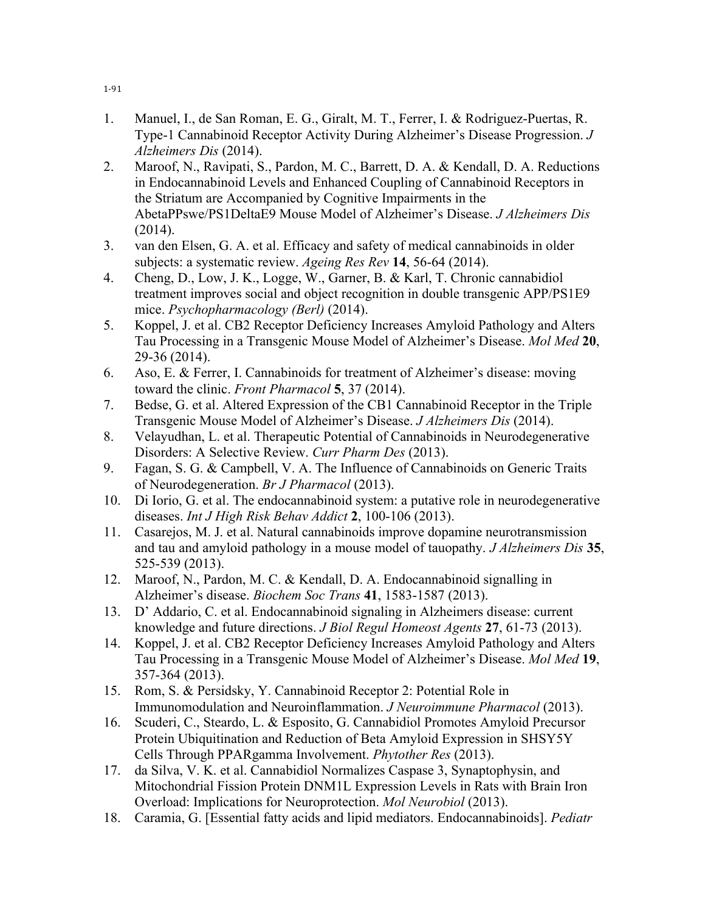1-91

1. Manuel, I., de San Roman, E. G., Giralt, M. T., Ferrer, I. & Rodriguez-Puertas, R. Type-1 Cannabinoid Receptor Activity During Alzheimer's Disease Progression. *J Alzheimers Dis* (2014).
2. Maroof, N., Ravipati, S., Pardon, M. C., Barrett, D. A. & Kendall, D. A. Reductions in Endocannabinoid Levels and Enhanced Coupling of Cannabinoid Receptors in the Striatum are Accompanied by Cognitive Impairments in the AbetaPPswe/PS1DeltaE9 Mouse Model of Alzheimer's Disease. *J Alzheimers Dis* (2014).
3. van den Elsen, G. A. et al. Efficacy and safety of medical cannabinoids in older subjects: a systematic review. *Ageing Res Rev* **14**, 56-64 (2014).
4. Cheng, D., Low, J. K., Logge, W., Garner, B. & Karl, T. Chronic cannabidiol treatment improves social and object recognition in double transgenic APP/PS1E9 mice. *Psychopharmacology (Berl)* (2014).
5. Koppel, J. et al. CB2 Receptor Deficiency Increases Amyloid Pathology and Alters Tau Processing in a Transgenic Mouse Model of Alzheimer's Disease. *Mol Med* **20**, 29-36 (2014).
6. Aso, E. & Ferrer, I. Cannabinoids for treatment of Alzheimer's disease: moving toward the clinic. *Front Pharmacol* **5**, 37 (2014).
7. Bedse, G. et al. Altered Expression of the CB1 Cannabinoid Receptor in the Triple Transgenic Mouse Model of Alzheimer's Disease. *J Alzheimers Dis* (2014).
8. Velayudhan, L. et al. Therapeutic Potential of Cannabinoids in Neurodegenerative Disorders: A Selective Review. *Curr Pharm Des* (2013).
9. Fagan, S. G. & Campbell, V. A. The Influence of Cannabinoids on Generic Traits of Neurodegeneration. *Br J Pharmacol* (2013).
10. Di Iorio, G. et al. The endocannabinoid system: a putative role in neurodegenerative diseases. *Int J High Risk Behav Addict* **2**, 100-106 (2013).
11. Casarejos, M. J. et al. Natural cannabinoids improve dopamine neurotransmission and tau and amyloid pathology in a mouse model of tauopathy. *J Alzheimers Dis* **35**, 525-539 (2013).
12. Maroof, N., Pardon, M. C. & Kendall, D. A. Endocannabinoid signalling in Alzheimer's disease. *Biochem Soc Trans* **41**, 1583-1587 (2013).
13. D' Addario, C. et al. Endocannabinoid signaling in Alzheimers disease: current knowledge and future directions. *J Biol Regul Homeost Agents* **27**, 61-73 (2013).
14. Koppel, J. et al. CB2 Receptor Deficiency Increases Amyloid Pathology and Alters Tau Processing in a Transgenic Mouse Model of Alzheimer's Disease. *Mol Med* **19**, 357-364 (2013).
15. Rom, S. & Persidsky, Y. Cannabinoid Receptor 2: Potential Role in Immunomodulation and Neuroinflammation. *J Neuroimmune Pharmacol* (2013).
16. Scuderi, C., Steardo, L. & Esposito, G. Cannabidiol Promotes Amyloid Precursor Protein Ubiquitination and Reduction of Beta Amyloid Expression in SHSY5Y Cells Through PPARgamma Involvement. *Phytother Res* (2013).
17. da Silva, V. K. et al. Cannabidiol Normalizes Caspase 3, Synaptophysin, and Mitochondrial Fission Protein DNM1L Expression Levels in Rats with Brain Iron Overload: Implications for Neuroprotection. *Mol Neurobiol* (2013).
18. Caramia, G. [Essential fatty acids and lipid mediators. Endocannabinoids]. *Pediatr*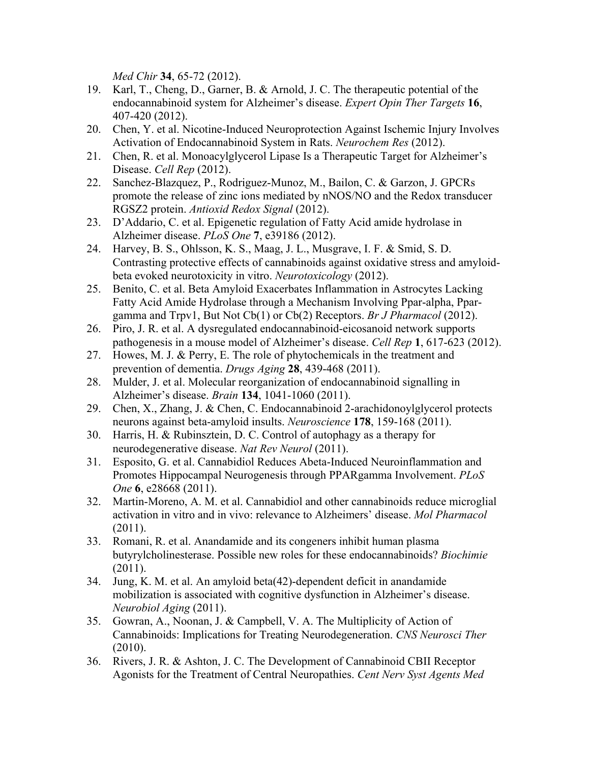*Med Chir* **34**, 65-72 (2012).

19. Karl, T., Cheng, D., Garner, B. & Arnold, J. C. The therapeutic potential of the endocannabinoid system for Alzheimer's disease. *Expert Opin Ther Targets* **16**, 407-420 (2012).
20. Chen, Y. et al. Nicotine-Induced Neuroprotection Against Ischemic Injury Involves Activation of Endocannabinoid System in Rats. *Neurochem Res* (2012).
21. Chen, R. et al. Monoacylglycerol Lipase Is a Therapeutic Target for Alzheimer's Disease. *Cell Rep* (2012).
22. Sanchez-Blazquez, P., Rodriguez-Munoz, M., Bailon, C. & Garzon, J. GPCRs promote the release of zinc ions mediated by nNOS/NO and the Redox transducer RGSZ2 protein. *Antioxid Redox Signal* (2012).
23. D'Addario, C. et al. Epigenetic regulation of Fatty Acid amide hydrolase in Alzheimer disease. *PLoS One* **7**, e39186 (2012).
24. Harvey, B. S., Ohlsson, K. S., Maag, J. L., Musgrave, I. F. & Smid, S. D. Contrasting protective effects of cannabinoids against oxidative stress and amyloid-beta evoked neurotoxicity in vitro. *Neurotoxicology* (2012).
25. Benito, C. et al. Beta Amyloid Exacerbates Inflammation in Astrocytes Lacking Fatty Acid Amide Hydrolase through a Mechanism Involving Ppar-alpha, Ppar-gamma and Trpv1, But Not Cb(1) or Cb(2) Receptors. *Br J Pharmacol* (2012).
26. Piro, J. R. et al. A dysregulated endocannabinoid-eicosanoid network supports pathogenesis in a mouse model of Alzheimer's disease. *Cell Rep* **1**, 617-623 (2012).
27. Howes, M. J. & Perry, E. The role of phytochemicals in the treatment and prevention of dementia. *Drugs Aging* **28**, 439-468 (2011).
28. Mulder, J. et al. Molecular reorganization of endocannabinoid signalling in Alzheimer's disease. *Brain* **134**, 1041-1060 (2011).
29. Chen, X., Zhang, J. & Chen, C. Endocannabinoid 2-arachidonoylglycerol protects neurons against beta-amyloid insults. *Neuroscience* **178**, 159-168 (2011).
30. Harris, H. & Rubinsztein, D. C. Control of autophagy as a therapy for neurodegenerative disease. *Nat Rev Neurol* (2011).
31. Esposito, G. et al. Cannabidiol Reduces Abeta-Induced Neuroinflammation and Promotes Hippocampal Neurogenesis through PPARgamma Involvement. *PLoS One* **6**, e28668 (2011).
32. Martin-Moreno, A. M. et al. Cannabidiol and other cannabinoids reduce microglial activation in vitro and in vivo: relevance to Alzheimers' disease. *Mol Pharmacol* (2011).
33. Romani, R. et al. Anandamide and its congeners inhibit human plasma butyrylcholinesterase. Possible new roles for these endocannabinoids? *Biochimie* (2011).
34. Jung, K. M. et al. An amyloid beta(42)-dependent deficit in anandamide mobilization is associated with cognitive dysfunction in Alzheimer's disease. *Neurobiol Aging* (2011).
35. Gowran, A., Noonan, J. & Campbell, V. A. The Multiplicity of Action of Cannabinoids: Implications for Treating Neurodegeneration. *CNS Neurosci Ther* (2010).
36. Rivers, J. R. & Ashton, J. C. The Development of Cannabinoid CBII Receptor Agonists for the Treatment of Central Neuropathies. *Cent Nerv Syst Agents Med*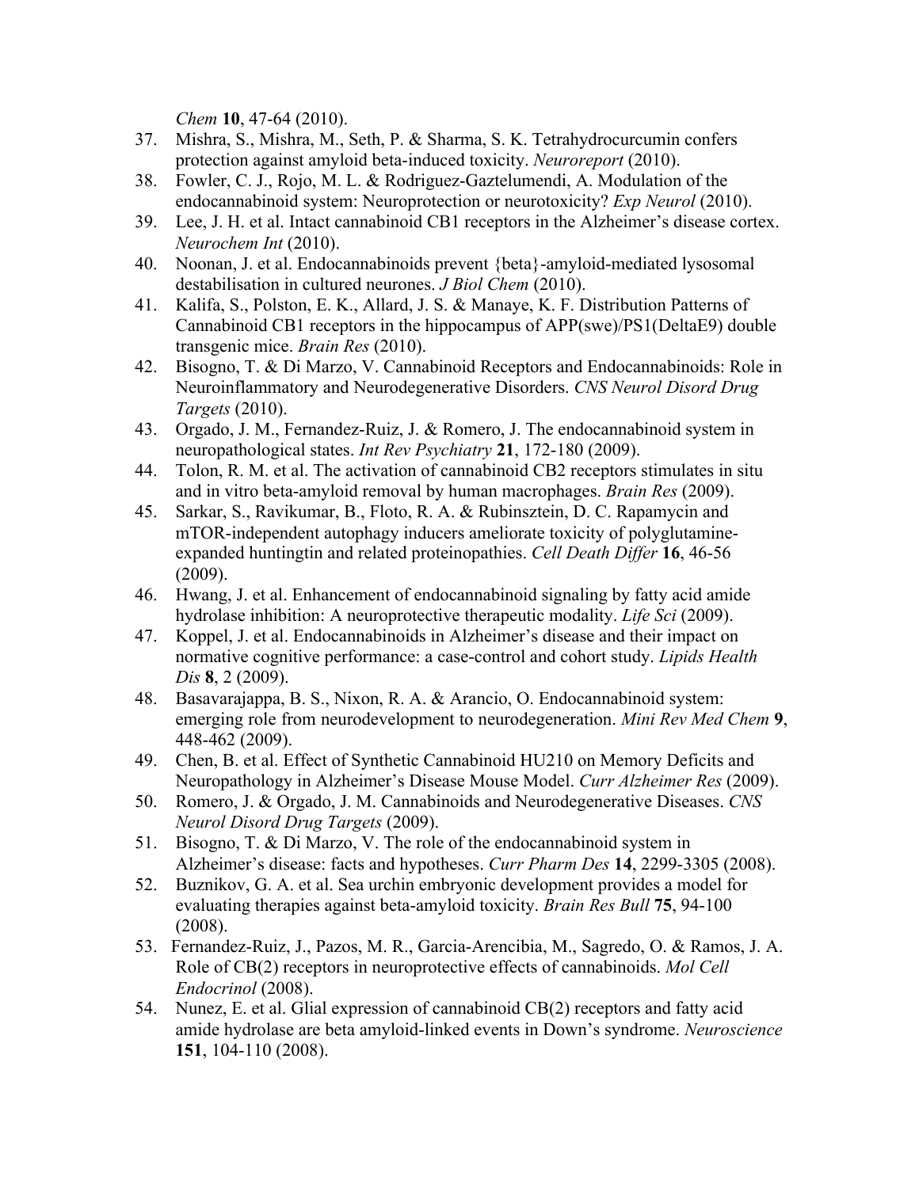*Chem* **10**, 47-64 (2010).

37. Mishra, S., Mishra, M., Seth, P. & Sharma, S. K. Tetrahydrocurcumin confers protection against amyloid beta-induced toxicity. *Neuroreport* (2010).
38. Fowler, C. J., Rojo, M. L. & Rodriguez-Gaztelumendi, A. Modulation of the endocannabinoid system: Neuroprotection or neurotoxicity? *Exp Neurol* (2010).
39. Lee, J. H. et al. Intact cannabinoid CB1 receptors in the Alzheimer's disease cortex. *Neurochem Int* (2010).
40. Noonan, J. et al. Endocannabinoids prevent {beta}-amyloid-mediated lysosomal destabilisation in cultured neurones. *J Biol Chem* (2010).
41. Kalifa, S., Polston, E. K., Allard, J. S. & Manaye, K. F. Distribution Patterns of Cannabinoid CB1 receptors in the hippocampus of APP(swe)/PS1(DeltaE9) double transgenic mice. *Brain Res* (2010).
42. Bisogno, T. & Di Marzo, V. Cannabinoid Receptors and Endocannabinoids: Role in Neuroinflammatory and Neurodegenerative Disorders. *CNS Neurol Disord Drug Targets* (2010).
43. Orgado, J. M., Fernandez-Ruiz, J. & Romero, J. The endocannabinoid system in neuropathological states. *Int Rev Psychiatry* **21**, 172-180 (2009).
44. Tolon, R. M. et al. The activation of cannabinoid CB2 receptors stimulates in situ and in vitro beta-amyloid removal by human macrophages. *Brain Res* (2009).
45. Sarkar, S., Ravikumar, B., Floto, R. A. & Rubinsztein, D. C. Rapamycin and mTOR-independent autophagy inducers ameliorate toxicity of polyglutamine-expanded huntingtin and related proteinopathies. *Cell Death Differ* **16**, 46-56 (2009).
46. Hwang, J. et al. Enhancement of endocannabinoid signaling by fatty acid amide hydrolase inhibition: A neuroprotective therapeutic modality. *Life Sci* (2009).
47. Koppel, J. et al. Endocannabinoids in Alzheimer's disease and their impact on normative cognitive performance: a case-control and cohort study. *Lipids Health Dis* **8**, 2 (2009).
48. Basavarajappa, B. S., Nixon, R. A. & Arancio, O. Endocannabinoid system: emerging role from neurodevelopment to neurodegeneration. *Mini Rev Med Chem* **9**, 448-462 (2009).
49. Chen, B. et al. Effect of Synthetic Cannabinoid HU210 on Memory Deficits and Neuropathology in Alzheimer's Disease Mouse Model. *Curr Alzheimer Res* (2009).
50. Romero, J. & Orgado, J. M. Cannabinoids and Neurodegenerative Diseases. *CNS Neurol Disord Drug Targets* (2009).
51. Bisogno, T. & Di Marzo, V. The role of the endocannabinoid system in Alzheimer's disease: facts and hypotheses. *Curr Pharm Des* **14**, 2299-3305 (2008).
52. Buznikov, G. A. et al. Sea urchin embryonic development provides a model for evaluating therapies against beta-amyloid toxicity. *Brain Res Bull* **75**, 94-100 (2008).
53. Fernandez-Ruiz, J., Pazos, M. R., Garcia-Arencibia, M., Sagredo, O. & Ramos, J. A. Role of CB(2) receptors in neuroprotective effects of cannabinoids. *Mol Cell Endocrinol* (2008).
54. Nunez, E. et al. Glial expression of cannabinoid CB(2) receptors and fatty acid amide hydrolase are beta amyloid-linked events in Down's syndrome. *Neuroscience* **151**, 104-110 (2008).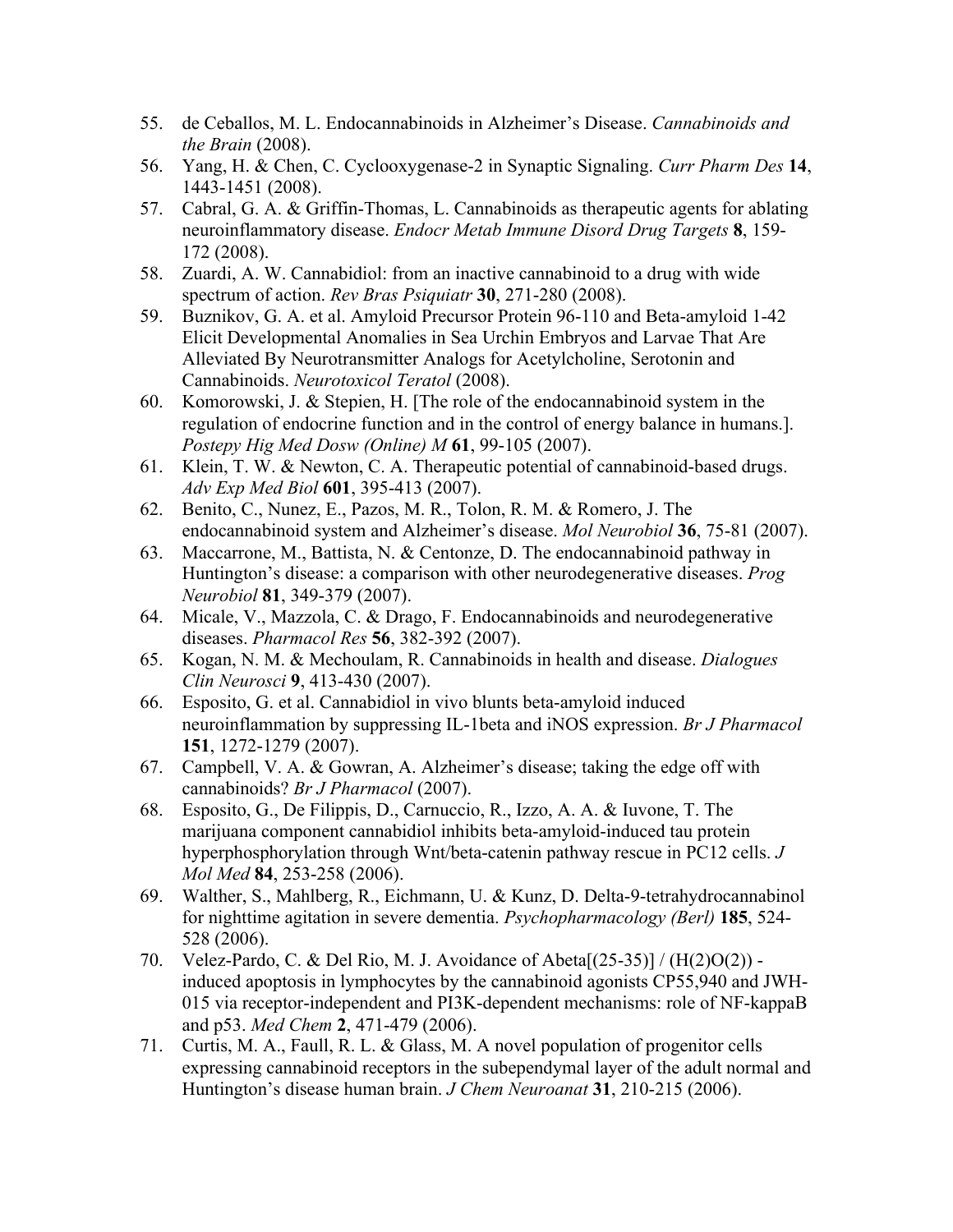55. de Ceballos, M. L. Endocannabinoids in Alzheimer's Disease. *Cannabinoids and the Brain* (2008).
56. Yang, H. & Chen, C. Cyclooxygenase-2 in Synaptic Signaling. *Curr Pharm Des* **14**, 1443-1451 (2008).
57. Cabral, G. A. & Griffin-Thomas, L. Cannabinoids as therapeutic agents for ablating neuroinflammatory disease. *Endocr Metab Immune Disord Drug Targets* **8**, 159-172 (2008).
58. Zuardi, A. W. Cannabidiol: from an inactive cannabinoid to a drug with wide spectrum of action. *Rev Bras Psiquiatr* **30**, 271-280 (2008).
59. Buznikov, G. A. et al. Amyloid Precursor Protein 96-110 and Beta-amyloid 1-42 Elicit Developmental Anomalies in Sea Urchin Embryos and Larvae That Are Alleviated By Neurotransmitter Analogs for Acetylcholine, Serotonin and Cannabinoids. *Neurotoxicol Teratol* (2008).
60. Komorowski, J. & Stepien, H. [The role of the endocannabinoid system in the regulation of endocrine function and in the control of energy balance in humans.]. *Postepy Hig Med Dosw (Online) M* **61**, 99-105 (2007).
61. Klein, T. W. & Newton, C. A. Therapeutic potential of cannabinoid-based drugs. *Adv Exp Med Biol* **601**, 395-413 (2007).
62. Benito, C., Nunez, E., Pazos, M. R., Tolon, R. M. & Romero, J. The endocannabinoid system and Alzheimer's disease. *Mol Neurobiol* **36**, 75-81 (2007).
63. Maccarrone, M., Battista, N. & Centonze, D. The endocannabinoid pathway in Huntington's disease: a comparison with other neurodegenerative diseases. *Prog Neurobiol* **81**, 349-379 (2007).
64. Micale, V., Mazzola, C. & Drago, F. Endocannabinoids and neurodegenerative diseases. *Pharmacol Res* **56**, 382-392 (2007).
65. Kogan, N. M. & Mechoulam, R. Cannabinoids in health and disease. *Dialogues Clin Neurosci* **9**, 413-430 (2007).
66. Esposito, G. et al. Cannabidiol in vivo blunts beta-amyloid induced neuroinflammation by suppressing IL-1beta and iNOS expression. *Br J Pharmacol* **151**, 1272-1279 (2007).
67. Campbell, V. A. & Gowran, A. Alzheimer's disease; taking the edge off with cannabinoids? *Br J Pharmacol* (2007).
68. Esposito, G., De Filippis, D., Carnuccio, R., Izzo, A. A. & Iuvone, T. The marijuana component cannabidiol inhibits beta-amyloid-induced tau protein hyperphosphorylation through Wnt/beta-catenin pathway rescue in PC12 cells. *J Mol Med* **84**, 253-258 (2006).
69. Walther, S., Mahlberg, R., Eichmann, U. & Kunz, D. Delta-9-tetrahydrocannabinol for nighttime agitation in severe dementia. *Psychopharmacology (Berl)* **185**, 524-528 (2006).
70. Velez-Pardo, C. & Del Rio, M. J. Avoidance of Abeta[(25-35)] / (H(2)O(2)) -induced apoptosis in lymphocytes by the cannabinoid agonists CP55,940 and JWH-015 via receptor-independent and PI3K-dependent mechanisms: role of NF-kappaB and p53. *Med Chem* **2**, 471-479 (2006).
71. Curtis, M. A., Faull, R. L. & Glass, M. A novel population of progenitor cells expressing cannabinoid receptors in the subependymal layer of the adult normal and Huntington's disease human brain. *J Chem Neuroanat* **31**, 210-215 (2006).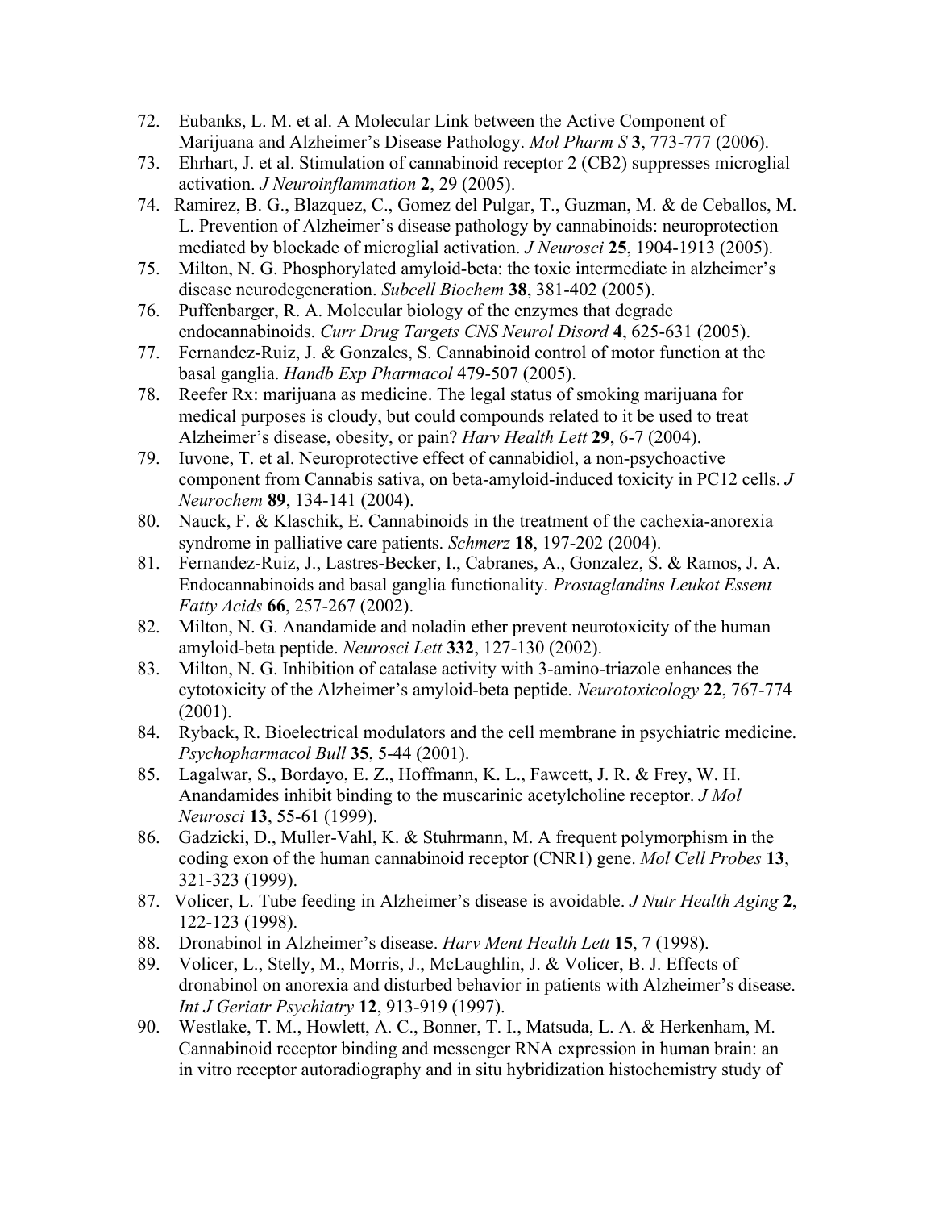72. Eubanks, L. M. et al. A Molecular Link between the Active Component of Marijuana and Alzheimer's Disease Pathology. *Mol Pharm S* **3**, 773-777 (2006).
73. Ehrhart, J. et al. Stimulation of cannabinoid receptor 2 (CB2) suppresses microglial activation. *J Neuroinflammation* **2**, 29 (2005).
74. Ramirez, B. G., Blazquez, C., Gomez del Pulgar, T., Guzman, M. & de Ceballos, M. L. Prevention of Alzheimer's disease pathology by cannabinoids: neuroprotection mediated by blockade of microglial activation. *J Neurosci* **25**, 1904-1913 (2005).
75. Milton, N. G. Phosphorylated amyloid-beta: the toxic intermediate in alzheimer's disease neurodegeneration. *Subcell Biochem* **38**, 381-402 (2005).
76. Puffenbarger, R. A. Molecular biology of the enzymes that degrade endocannabinoids. *Curr Drug Targets CNS Neurol Disord* **4**, 625-631 (2005).
77. Fernandez-Ruiz, J. & Gonzales, S. Cannabinoid control of motor function at the basal ganglia. *Handb Exp Pharmacol* 479-507 (2005).
78. Reefer Rx: marijuana as medicine. The legal status of smoking marijuana for medical purposes is cloudy, but could compounds related to it be used to treat Alzheimer's disease, obesity, or pain? *Harv Health Lett* **29**, 6-7 (2004).
79. Iuvone, T. et al. Neuroprotective effect of cannabidiol, a non-psychoactive component from Cannabis sativa, on beta-amyloid-induced toxicity in PC12 cells. *J Neurochem* **89**, 134-141 (2004).
80. Nauck, F. & Klaschik, E. Cannabinoids in the treatment of the cachexia-anorexia syndrome in palliative care patients. *Schmerz* **18**, 197-202 (2004).
81. Fernandez-Ruiz, J., Lastres-Becker, I., Cabranes, A., Gonzalez, S. & Ramos, J. A. Endocannabinoids and basal ganglia functionality. *Prostaglandins Leukot Essent Fatty Acids* **66**, 257-267 (2002).
82. Milton, N. G. Anandamide and noladin ether prevent neurotoxicity of the human amyloid-beta peptide. *Neurosci Lett* **332**, 127-130 (2002).
83. Milton, N. G. Inhibition of catalase activity with 3-amino-triazole enhances the cytotoxicity of the Alzheimer's amyloid-beta peptide. *Neurotoxicology* **22**, 767-774 (2001).
84. Ryback, R. Bioelectrical modulators and the cell membrane in psychiatric medicine. *Psychopharmacol Bull* **35**, 5-44 (2001).
85. Lagalwar, S., Bordayo, E. Z., Hoffmann, K. L., Fawcett, J. R. & Frey, W. H. Anandamides inhibit binding to the muscarinic acetylcholine receptor. *J Mol Neurosci* **13**, 55-61 (1999).
86. Gadzicki, D., Muller-Vahl, K. & Stuhrmann, M. A frequent polymorphism in the coding exon of the human cannabinoid receptor (CNR1) gene. *Mol Cell Probes* **13**, 321-323 (1999).
87. Volicer, L. Tube feeding in Alzheimer's disease is avoidable. *J Nutr Health Aging* **2**, 122-123 (1998).
88. Dronabinol in Alzheimer's disease. *Harv Ment Health Lett* **15**, 7 (1998).
89. Volicer, L., Stelly, M., Morris, J., McLaughlin, J. & Volicer, B. J. Effects of dronabinol on anorexia and disturbed behavior in patients with Alzheimer's disease. *Int J Geriatr Psychiatry* **12**, 913-919 (1997).
90. Westlake, T. M., Howlett, A. C., Bonner, T. I., Matsuda, L. A. & Herkenham, M. Cannabinoid receptor binding and messenger RNA expression in human brain: an in vitro receptor autoradiography and in situ hybridization histochemistry study of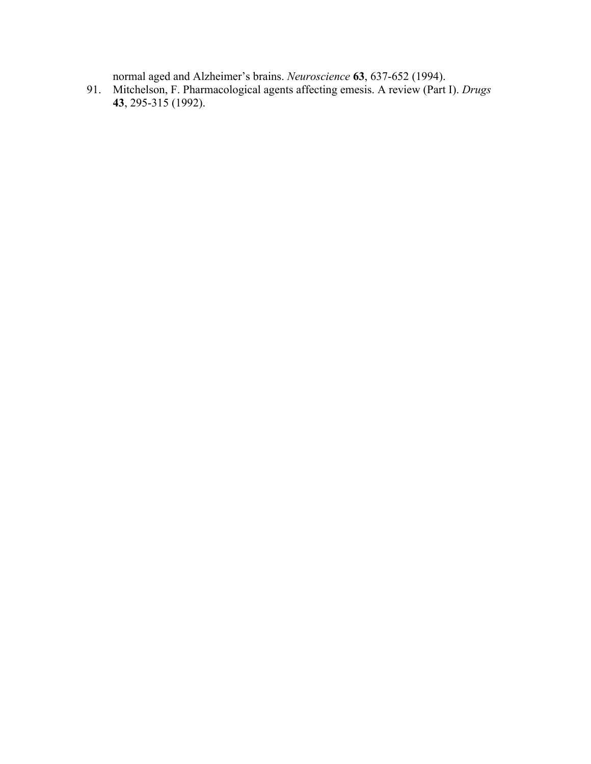normal aged and Alzheimer's brains. *Neuroscience* **63**, 637-652 (1994).

91. Mitchelson, F. Pharmacological agents affecting emesis. A review (Part I). *Drugs* **43**, 295-315 (1992).